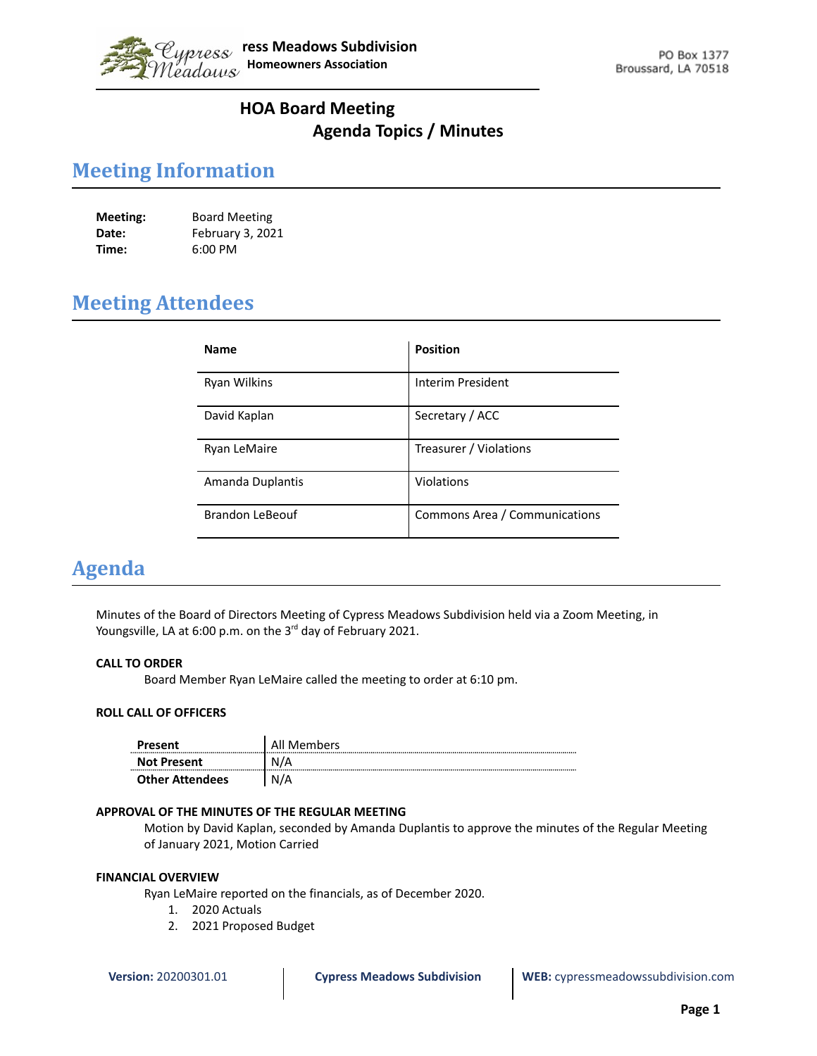**Cypress Meadows Subdivision**
**Homeowners Association**

PO Box 1377
Broussard, LA 70518

## HOA Board Meeting
## Agenda Topics / Minutes

# Meeting Information

**Meeting:** Board Meeting
**Date:** February 3, 2021
**Time:** 6:00 PM

# Meeting Attendees

| Name | Position |
|---|---|
| Ryan Wilkins | Interim President |
| David Kaplan | Secretary / ACC |
| Ryan LeMaire | Treasurer / Violations |
| Amanda Duplantis | Violations |
| Brandon LeBeouf | Commons Area / Communications |

# Agenda

Minutes of the Board of Directors Meeting of Cypress Meadows Subdivision held via a Zoom Meeting, in Youngsville, LA at 6:00 p.m. on the 3rd day of February 2021.

**CALL TO ORDER**

Board Member Ryan LeMaire called the meeting to order at 6:10 pm.

**ROLL CALL OF OFFICERS**

| | |
|---|---|
| **Present** | All Members |
| **Not Present** | N/A |
| **Other Attendees** | N/A |

**APPROVAL OF THE MINUTES OF THE REGULAR MEETING**

Motion by David Kaplan, seconded by Amanda Duplantis to approve the minutes of the Regular Meeting of January 2021, Motion Carried

**FINANCIAL OVERVIEW**

Ryan LeMaire reported on the financials, as of December 2020.

1. 2020 Actuals
2. 2021 Proposed Budget

**Version:** 20200301.01 | **Cypress Meadows Subdivision** | **WEB:** cypressmeadowssubdivision.com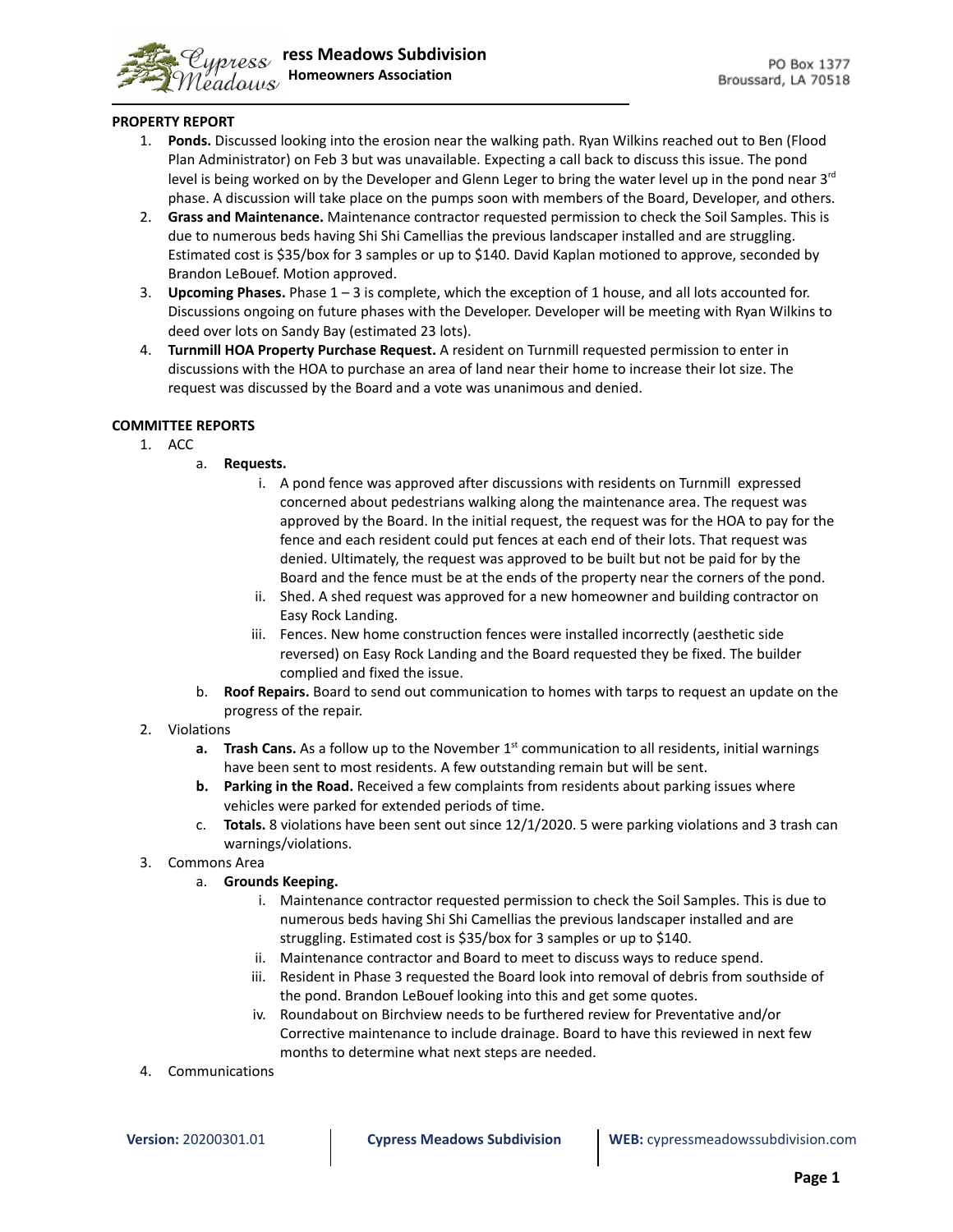**PROPERTY REPORT**

1. **Ponds.** Discussed looking into the erosion near the walking path. Ryan Wilkins reached out to Ben (Flood Plan Administrator) on Feb 3 but was unavailable. Expecting a call back to discuss this issue. The pond level is being worked on by the Developer and Glenn Leger to bring the water level up in the pond near 3rd phase. A discussion will take place on the pumps soon with members of the Board, Developer, and others.
2. **Grass and Maintenance.** Maintenance contractor requested permission to check the Soil Samples. This is due to numerous beds having Shi Shi Camellias the previous landscaper installed and are struggling. Estimated cost is $35/box for 3 samples or up to $140. David Kaplan motioned to approve, seconded by Brandon LeBouef. Motion approved.
3. **Upcoming Phases.** Phase 1 – 3 is complete, which the exception of 1 house, and all lots accounted for. Discussions ongoing on future phases with the Developer. Developer will be meeting with Ryan Wilkins to deed over lots on Sandy Bay (estimated 23 lots).
4. **Turnmill HOA Property Purchase Request.** A resident on Turnmill requested permission to enter in discussions with the HOA to purchase an area of land near their home to increase their lot size. The request was discussed by the Board and a vote was unanimous and denied.

**COMMITTEE REPORTS**

1. ACC
   a. **Requests.**
      i. A pond fence was approved after discussions with residents on Turnmill expressed concerned about pedestrians walking along the maintenance area. The request was approved by the Board. In the initial request, the request was for the HOA to pay for the fence and each resident could put fences at each end of their lots. That request was denied. Ultimately, the request was approved to be built but not be paid for by the Board and the fence must be at the ends of the property near the corners of the pond.
      ii. Shed. A shed request was approved for a new homeowner and building contractor on Easy Rock Landing.
      iii. Fences. New home construction fences were installed incorrectly (aesthetic side reversed) on Easy Rock Landing and the Board requested they be fixed. The builder complied and fixed the issue.

   b. **Roof Repairs.** Board to send out communication to homes with tarps to request an update on the progress of the repair.
2. Violations
   a. **Trash Cans.** As a follow up to the November 1st communication to all residents, initial warnings have been sent to most residents. A few outstanding remain but will be sent.
   b. **Parking in the Road.** Received a few complaints from residents about parking issues where vehicles were parked for extended periods of time.
   c. **Totals.** 8 violations have been sent out since 12/1/2020. 5 were parking violations and 3 trash can warnings/violations.
3. Commons Area
   a. **Grounds Keeping.**
      i. Maintenance contractor requested permission to check the Soil Samples. This is due to numerous beds having Shi Shi Camellias the previous landscaper installed and are struggling. Estimated cost is $35/box for 3 samples or up to $140.
      ii. Maintenance contractor and Board to meet to discuss ways to reduce spend.
      iii. Resident in Phase 3 requested the Board look into removal of debris from southside of the pond. Brandon LeBouef looking into this and get some quotes.
      iv. Roundabout on Birchview needs to be furthered review for Preventative and/or Corrective maintenance to include drainage. Board to have this reviewed in next few months to determine what next steps are needed.
4. Communications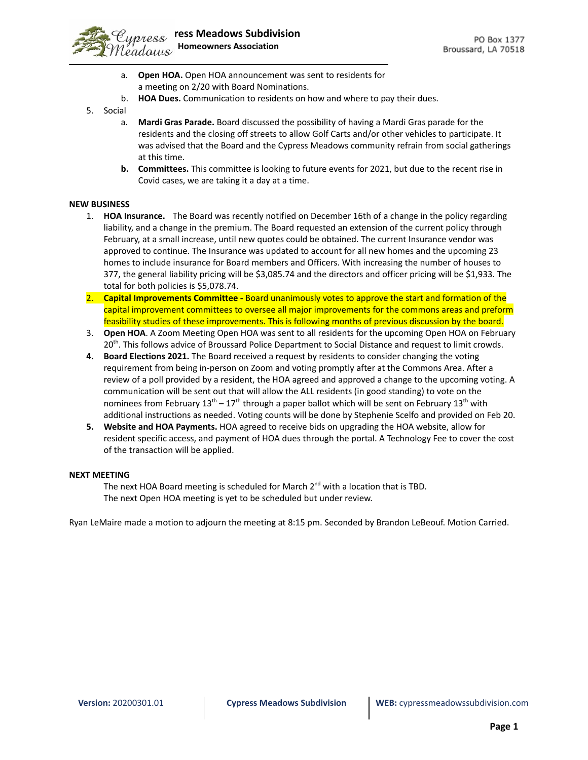a. **Open HOA.** Open HOA announcement was sent to residents for a meeting on 2/20 with Board Nominations.
   b. **HOA Dues.** Communication to residents on how and where to pay their dues.

5. Social
   a. **Mardi Gras Parade.** Board discussed the possibility of having a Mardi Gras parade for the residents and the closing off streets to allow Golf Carts and/or other vehicles to participate. It was advised that the Board and the Cypress Meadows community refrain from social gatherings at this time.
   b. **Committees.** This committee is looking to future events for 2021, but due to the recent rise in Covid cases, we are taking it a day at a time.

**NEW BUSINESS**

1. **HOA Insurance.** The Board was recently notified on December 16th of a change in the policy regarding liability, and a change in the premium. The Board requested an extension of the current policy through February, at a small increase, until new quotes could be obtained. The current Insurance vendor was approved to continue. The Insurance was updated to account for all new homes and the upcoming 23 homes to include insurance for Board members and Officers. With increasing the number of houses to 377, the general liability pricing will be $3,085.74 and the directors and officer pricing will be $1,933. The total for both policies is $5,078.74.
2. **Capital Improvements Committee -** Board unanimously votes to approve the start and formation of the capital improvement committees to oversee all major improvements for the commons areas and preform feasibility studies of these improvements. This is following months of previous discussion by the board.
3. **Open HOA**. A Zoom Meeting Open HOA was sent to all residents for the upcoming Open HOA on February 20th. This follows advice of Broussard Police Department to Social Distance and request to limit crowds.
4. **Board Elections 2021.** The Board received a request by residents to consider changing the voting requirement from being in-person on Zoom and voting promptly after at the Commons Area. After a review of a poll provided by a resident, the HOA agreed and approved a change to the upcoming voting. A communication will be sent out that will allow the ALL residents (in good standing) to vote on the nominees from February 13th – 17th through a paper ballot which will be sent on February 13th with additional instructions as needed. Voting counts will be done by Stephenie Scelfo and provided on Feb 20.
5. **Website and HOA Payments.** HOA agreed to receive bids on upgrading the HOA website, allow for resident specific access, and payment of HOA dues through the portal. A Technology Fee to cover the cost of the transaction will be applied.

**NEXT MEETING**

The next HOA Board meeting is scheduled for March 2nd with a location that is TBD.
The next Open HOA meeting is yet to be scheduled but under review.

Ryan LeMaire made a motion to adjourn the meeting at 8:15 pm. Seconded by Brandon LeBeouf. Motion Carried.